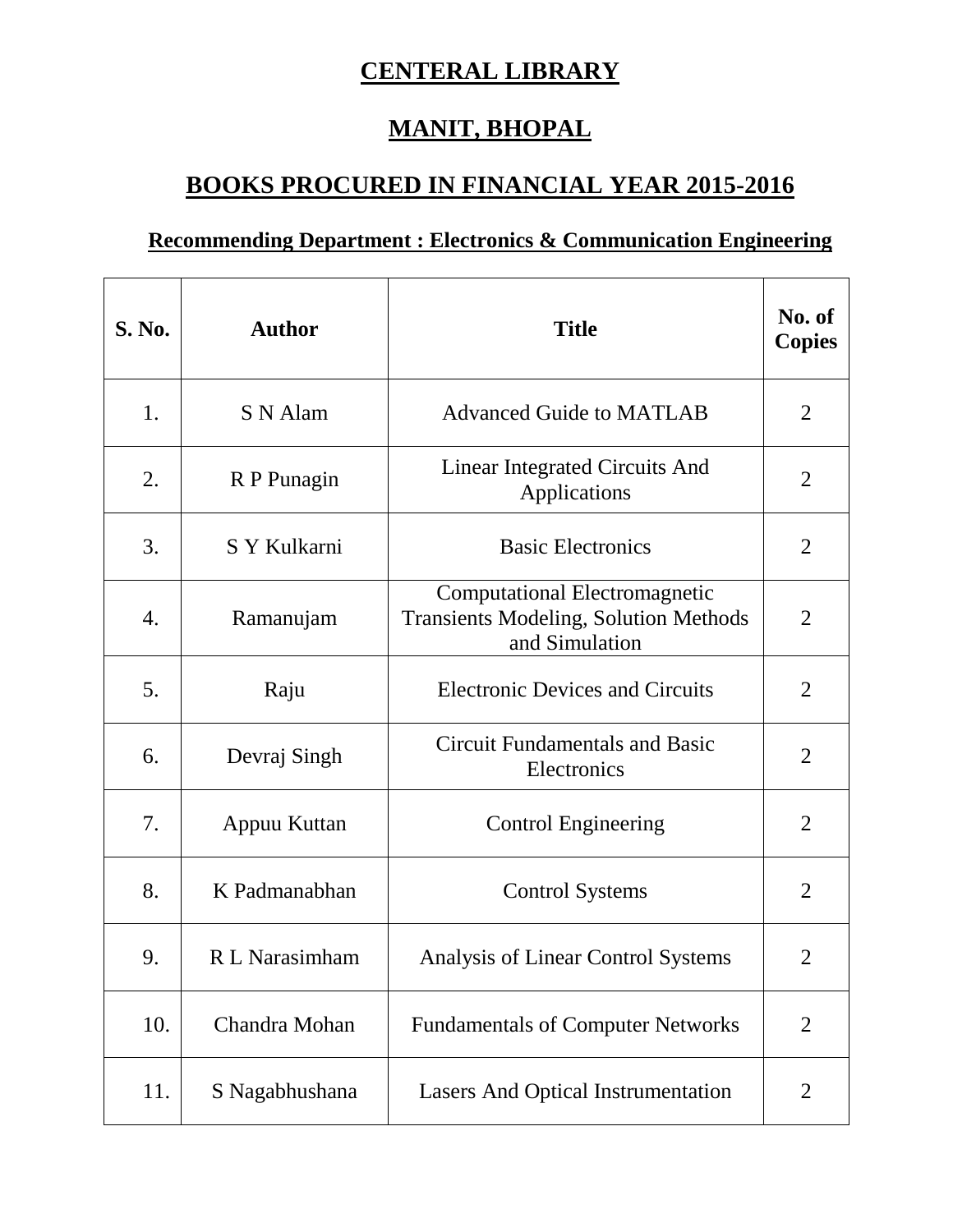# CENTERAL LIBRARY

# MANIT, BHOPAL

## BOOKS PROCURED IN FINANCIAL YEAR 2015-2016

### Recommending Department : Electronics & Communication Engineering

| S. No. | Author | Title | No. of Copies |
|---|---|---|---|
| 1. | S N Alam | Advanced Guide to MATLAB | 2 |
| 2. | R P Punagin | Linear Integrated Circuits And Applications | 2 |
| 3. | S Y Kulkarni | Basic Electronics | 2 |
| 4. | Ramanujam | Computational Electromagnetic Transients Modeling, Solution Methods and Simulation | 2 |
| 5. | Raju | Electronic Devices and Circuits | 2 |
| 6. | Devraj Singh | Circuit Fundamentals and Basic Electronics | 2 |
| 7. | Appuu Kuttan | Control Engineering | 2 |
| 8. | K Padmanabhan | Control Systems | 2 |
| 9. | R L Narasimham | Analysis of Linear Control Systems | 2 |
| 10. | Chandra Mohan | Fundamentals of Computer Networks | 2 |
| 11. | S Nagabhushana | Lasers And Optical Instrumentation | 2 |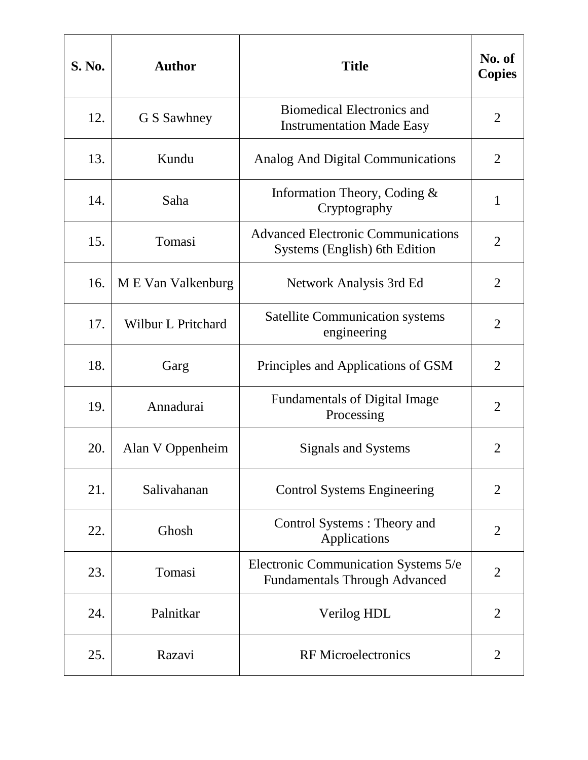| S. No. | Author | Title | No. of Copies |
|---|---|---|---|
| 12. | G S Sawhney | Biomedical Electronics and Instrumentation Made Easy | 2 |
| 13. | Kundu | Analog And Digital Communications | 2 |
| 14. | Saha | Information Theory, Coding & Cryptography | 1 |
| 15. | Tomasi | Advanced Electronic Communications Systems (English) 6th Edition | 2 |
| 16. | M E Van Valkenburg | Network Analysis 3rd Ed | 2 |
| 17. | Wilbur L Pritchard | Satellite Communication systems engineering | 2 |
| 18. | Garg | Principles and Applications of GSM | 2 |
| 19. | Annadurai | Fundamentals of Digital Image Processing | 2 |
| 20. | Alan V Oppenheim | Signals and Systems | 2 |
| 21. | Salivahanan | Control Systems Engineering | 2 |
| 22. | Ghosh | Control Systems : Theory and Applications | 2 |
| 23. | Tomasi | Electronic Communication Systems 5/e Fundamentals Through Advanced | 2 |
| 24. | Palnitkar | Verilog HDL | 2 |
| 25. | Razavi | RF Microelectronics | 2 |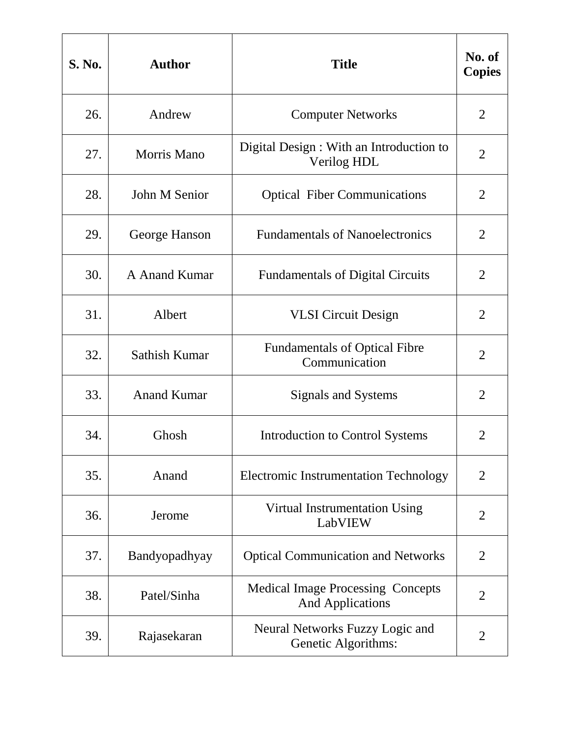| S. No. | Author | Title | No. of Copies |
|---|---|---|---|
| 26. | Andrew | Computer Networks | 2 |
| 27. | Morris Mano | Digital Design : With an Introduction to Verilog HDL | 2 |
| 28. | John M Senior | Optical  Fiber Communications | 2 |
| 29. | George Hanson | Fundamentals of Nanoelectronics | 2 |
| 30. | A Anand Kumar | Fundamentals of Digital Circuits | 2 |
| 31. | Albert | VLSI Circuit Design | 2 |
| 32. | Sathish Kumar | Fundamentals of Optical Fibre Communication | 2 |
| 33. | Anand Kumar | Signals and Systems | 2 |
| 34. | Ghosh | Introduction to Control Systems | 2 |
| 35. | Anand | Electromic Instrumentation Technology | 2 |
| 36. | Jerome | Virtual Instrumentation Using LabVIEW | 2 |
| 37. | Bandyopadhyay | Optical Communication and Networks | 2 |
| 38. | Patel/Sinha | Medical Image Processing  Concepts And Applications | 2 |
| 39. | Rajasekaran | Neural Networks Fuzzy Logic and Genetic Algorithms: | 2 |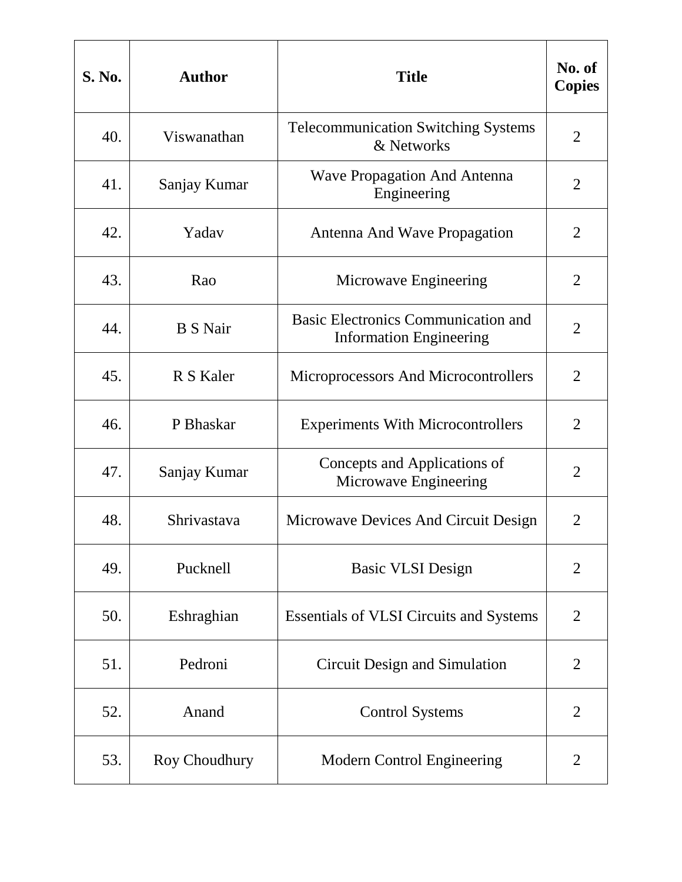| S. No. | Author | Title | No. of Copies |
| --- | --- | --- | --- |
| 40. | Viswanathan | Telecommunication Switching Systems & Networks | 2 |
| 41. | Sanjay Kumar | Wave Propagation And Antenna Engineering | 2 |
| 42. | Yadav | Antenna And Wave Propagation | 2 |
| 43. | Rao | Microwave Engineering | 2 |
| 44. | B S Nair | Basic Electronics Communication and Information Engineering | 2 |
| 45. | R S Kaler | Microprocessors And Microcontrollers | 2 |
| 46. | P Bhaskar | Experiments With Microcontrollers | 2 |
| 47. | Sanjay Kumar | Concepts and Applications of Microwave Engineering | 2 |
| 48. | Shrivastava | Microwave Devices And Circuit Design | 2 |
| 49. | Pucknell | Basic VLSI Design | 2 |
| 50. | Eshraghian | Essentials of VLSI Circuits and Systems | 2 |
| 51. | Pedroni | Circuit Design and Simulation | 2 |
| 52. | Anand | Control Systems | 2 |
| 53. | Roy Choudhury | Modern Control Engineering | 2 |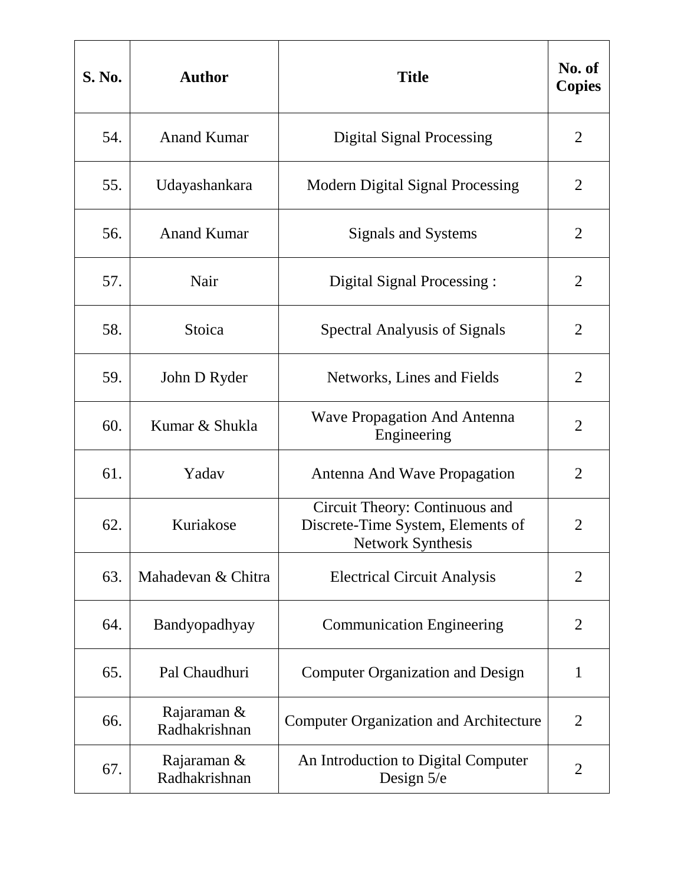| S. No. | Author | Title | No. of Copies |
|---|---|---|---|
| 54. | Anand Kumar | Digital Signal Processing | 2 |
| 55. | Udayashankara | Modern Digital Signal Processing | 2 |
| 56. | Anand Kumar | Signals and Systems | 2 |
| 57. | Nair | Digital Signal Processing : | 2 |
| 58. | Stoica | Spectral Analyusis of Signals | 2 |
| 59. | John D Ryder | Networks, Lines and Fields | 2 |
| 60. | Kumar & Shukla | Wave Propagation And Antenna Engineering | 2 |
| 61. | Yadav | Antenna And Wave Propagation | 2 |
| 62. | Kuriakose | Circuit Theory: Continuous and Discrete-Time System, Elements of Network Synthesis | 2 |
| 63. | Mahadevan & Chitra | Electrical Circuit Analysis | 2 |
| 64. | Bandyopadhyay | Communication Engineering | 2 |
| 65. | Pal Chaudhuri | Computer Organization and Design | 1 |
| 66. | Rajaraman & Radhakrishnan | Computer Organization and Architecture | 2 |
| 67. | Rajaraman & Radhakrishnan | An Introduction to Digital Computer Design 5/e | 2 |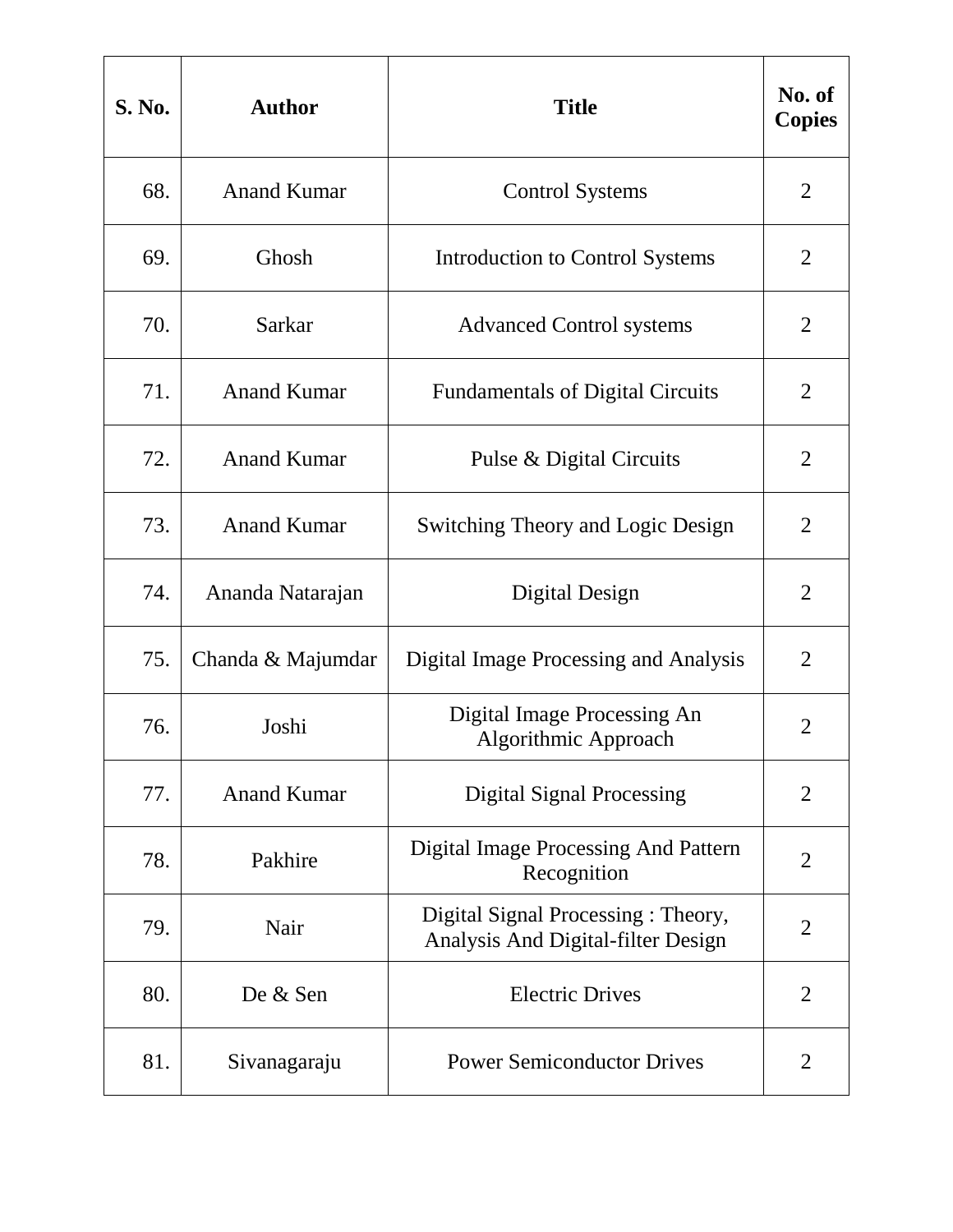| S. No. | Author | Title | No. of Copies |
|---|---|---|---|
| 68. | Anand Kumar | Control Systems | 2 |
| 69. | Ghosh | Introduction to Control Systems | 2 |
| 70. | Sarkar | Advanced Control systems | 2 |
| 71. | Anand Kumar | Fundamentals of Digital Circuits | 2 |
| 72. | Anand Kumar | Pulse & Digital Circuits | 2 |
| 73. | Anand Kumar | Switching Theory and Logic Design | 2 |
| 74. | Ananda Natarajan | Digital Design | 2 |
| 75. | Chanda & Majumdar | Digital Image Processing and Analysis | 2 |
| 76. | Joshi | Digital Image Processing An Algorithmic Approach | 2 |
| 77. | Anand Kumar | Digital Signal Processing | 2 |
| 78. | Pakhire | Digital Image Processing And Pattern Recognition | 2 |
| 79. | Nair | Digital Signal Processing : Theory, Analysis And Digital-filter Design | 2 |
| 80. | De & Sen | Electric Drives | 2 |
| 81. | Sivanagaraju | Power Semiconductor Drives | 2 |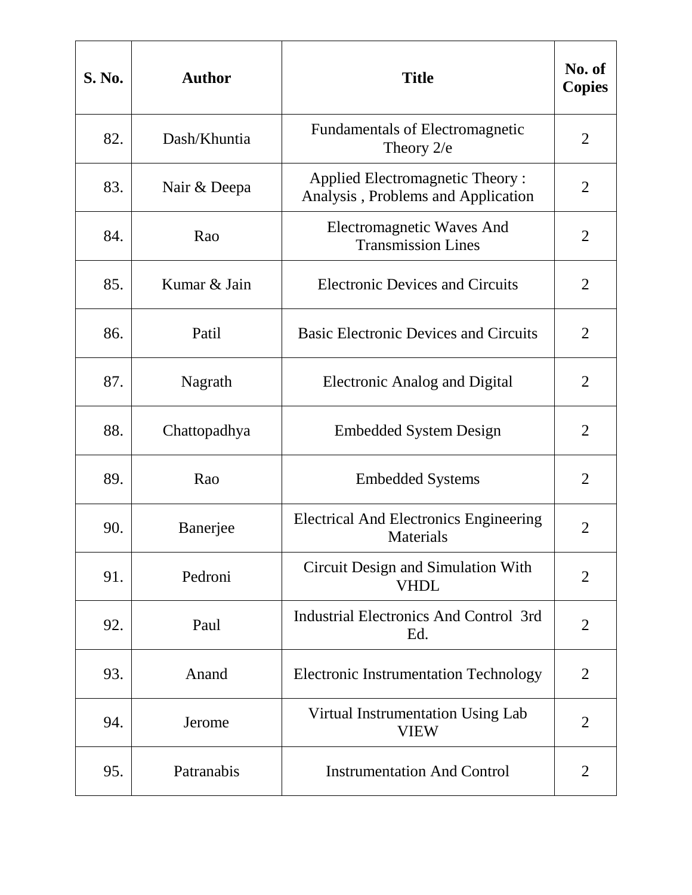| S. No. | Author | Title | No. of Copies |
|---|---|---|---|
| 82. | Dash/Khuntia | Fundamentals of Electromagnetic Theory 2/e | 2 |
| 83. | Nair & Deepa | Applied Electromagnetic Theory : Analysis , Problems and Application | 2 |
| 84. | Rao | Electromagnetic Waves And Transmission Lines | 2 |
| 85. | Kumar & Jain | Electronic Devices and Circuits | 2 |
| 86. | Patil | Basic Electronic Devices and Circuits | 2 |
| 87. | Nagrath | Electronic Analog and Digital | 2 |
| 88. | Chattopadhya | Embedded System Design | 2 |
| 89. | Rao | Embedded Systems | 2 |
| 90. | Banerjee | Electrical And Electronics Engineering Materials | 2 |
| 91. | Pedroni | Circuit Design and Simulation With VHDL | 2 |
| 92. | Paul | Industrial Electronics And Control 3rd Ed. | 2 |
| 93. | Anand | Electronic Instrumentation Technology | 2 |
| 94. | Jerome | Virtual Instrumentation Using Lab VIEW | 2 |
| 95. | Patranabis | Instrumentation And Control | 2 |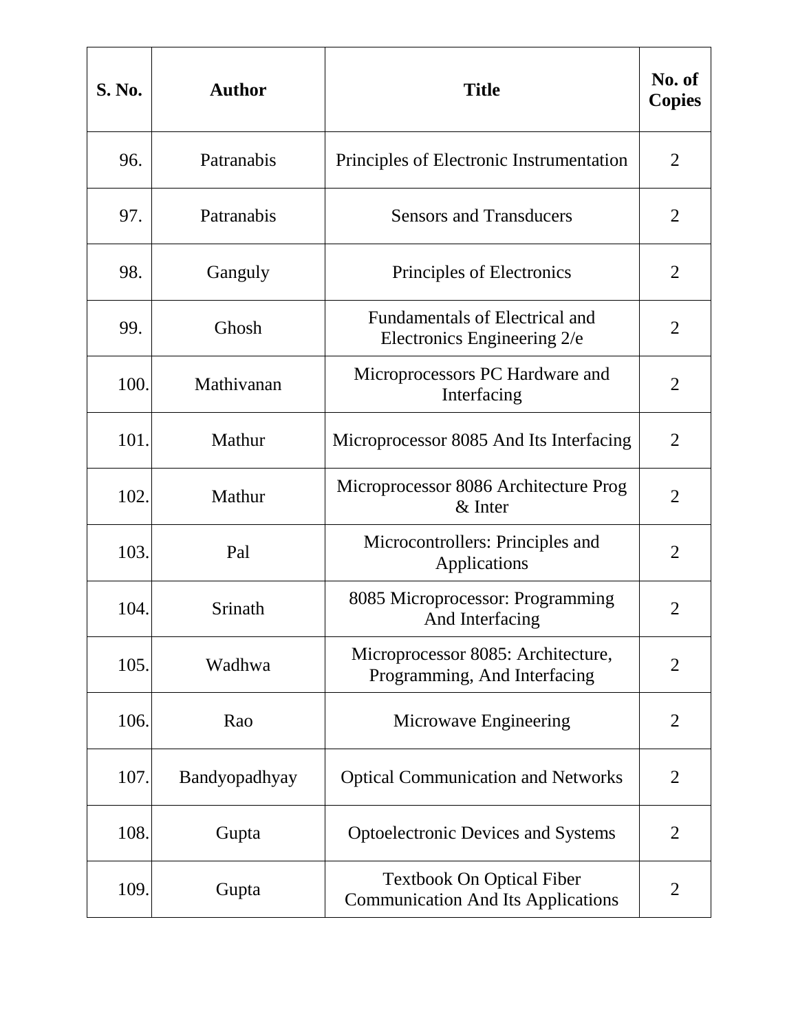| S. No. | Author | Title | No. of Copies |
|---|---|---|---|
| 96. | Patranabis | Principles of Electronic Instrumentation | 2 |
| 97. | Patranabis | Sensors and Transducers | 2 |
| 98. | Ganguly | Principles of Electronics | 2 |
| 99. | Ghosh | Fundamentals of Electrical and Electronics Engineering 2/e | 2 |
| 100. | Mathivanan | Microprocessors PC Hardware and Interfacing | 2 |
| 101. | Mathur | Microprocessor 8085 And Its Interfacing | 2 |
| 102. | Mathur | Microprocessor 8086 Architecture Prog & Inter | 2 |
| 103. | Pal | Microcontrollers: Principles and Applications | 2 |
| 104. | Srinath | 8085 Microprocessor: Programming And Interfacing | 2 |
| 105. | Wadhwa | Microprocessor 8085: Architecture, Programming, And Interfacing | 2 |
| 106. | Rao | Microwave Engineering | 2 |
| 107. | Bandyopadhyay | Optical Communication and Networks | 2 |
| 108. | Gupta | Optoelectronic Devices and Systems | 2 |
| 109. | Gupta | Textbook On Optical Fiber Communication And Its Applications | 2 |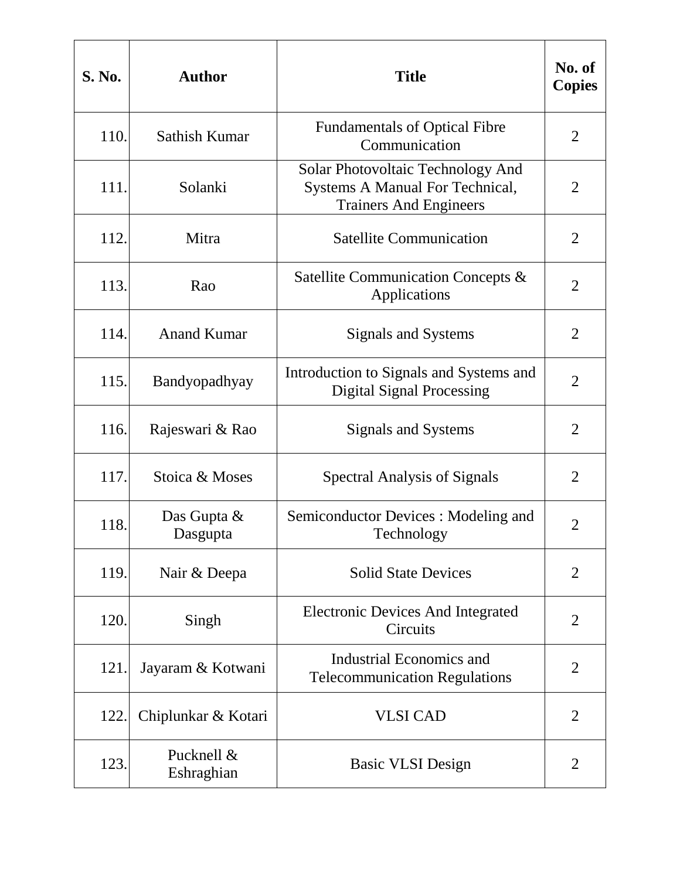| S. No. | Author | Title | No. of Copies |
|---|---|---|---|
| 110. | Sathish Kumar | Fundamentals of Optical Fibre Communication | 2 |
| 111. | Solanki | Solar Photovoltaic Technology And Systems A Manual For Technical, Trainers And Engineers | 2 |
| 112. | Mitra | Satellite Communication | 2 |
| 113. | Rao | Satellite Communication Concepts & Applications | 2 |
| 114. | Anand Kumar | Signals and Systems | 2 |
| 115. | Bandyopadhyay | Introduction to Signals and Systems and Digital Signal Processing | 2 |
| 116. | Rajeswari & Rao | Signals and Systems | 2 |
| 117. | Stoica & Moses | Spectral Analysis of Signals | 2 |
| 118. | Das Gupta & Dasgupta | Semiconductor Devices : Modeling and Technology | 2 |
| 119. | Nair & Deepa | Solid State Devices | 2 |
| 120. | Singh | Electronic Devices And Integrated Circuits | 2 |
| 121. | Jayaram & Kotwani | Industrial Economics and Telecommunication Regulations | 2 |
| 122. | Chiplunkar & Kotari | VLSI CAD | 2 |
| 123. | Pucknell & Eshraghian | Basic VLSI Design | 2 |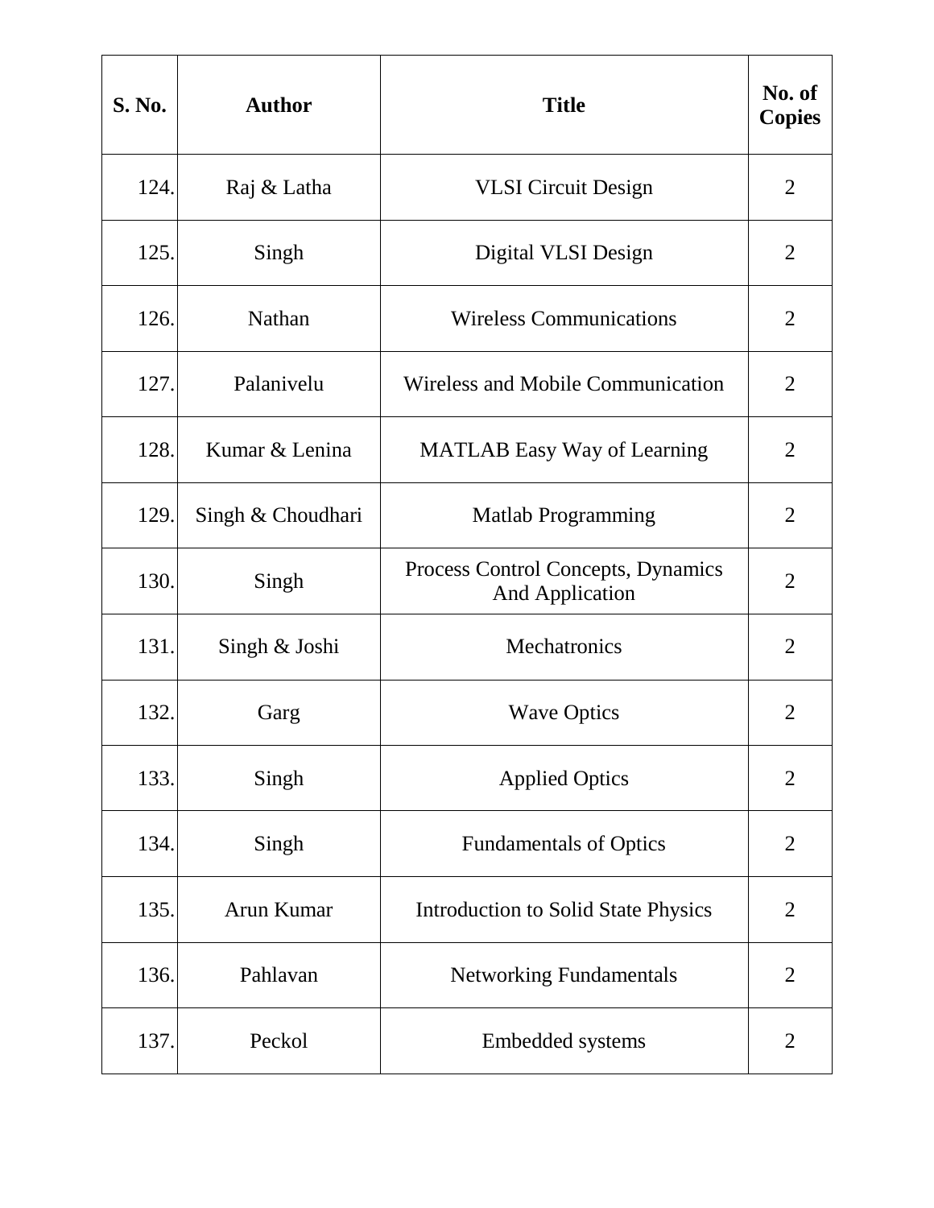| S. No. | Author | Title | No. of Copies |
|---|---|---|---|
| 124. | Raj & Latha | VLSI Circuit Design | 2 |
| 125. | Singh | Digital VLSI Design | 2 |
| 126. | Nathan | Wireless Communications | 2 |
| 127. | Palanivelu | Wireless and Mobile Communication | 2 |
| 128. | Kumar & Lenina | MATLAB Easy Way of Learning | 2 |
| 129. | Singh & Choudhari | Matlab Programming | 2 |
| 130. | Singh | Process Control Concepts, Dynamics And Application | 2 |
| 131. | Singh & Joshi | Mechatronics | 2 |
| 132. | Garg | Wave Optics | 2 |
| 133. | Singh | Applied Optics | 2 |
| 134. | Singh | Fundamentals of Optics | 2 |
| 135. | Arun Kumar | Introduction to Solid State Physics | 2 |
| 136. | Pahlavan | Networking Fundamentals | 2 |
| 137. | Peckol | Embedded systems | 2 |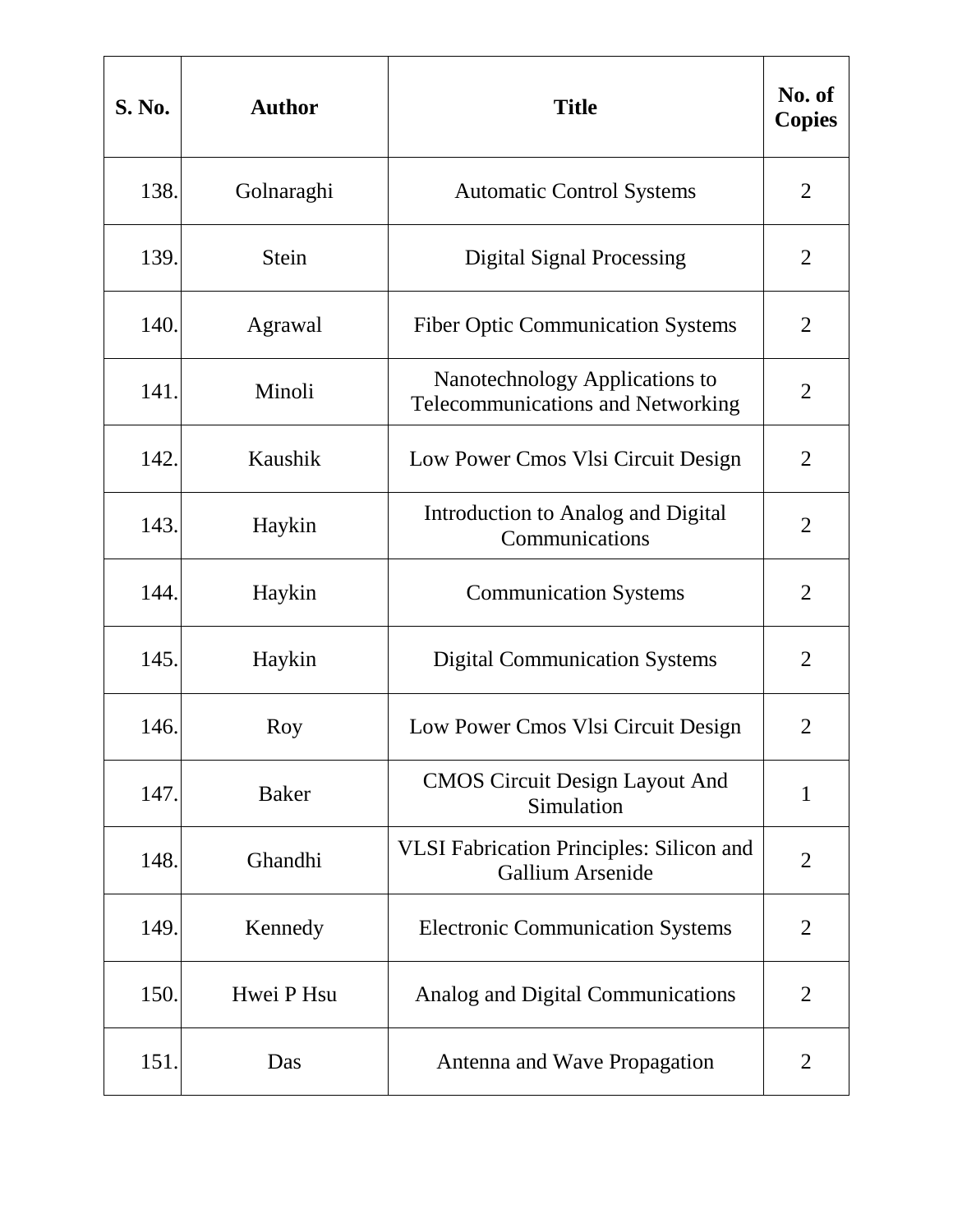| S. No. | Author | Title | No. of Copies |
|---|---|---|---|
| 138. | Golnaraghi | Automatic Control Systems | 2 |
| 139. | Stein | Digital Signal Processing | 2 |
| 140. | Agrawal | Fiber Optic Communication Systems | 2 |
| 141. | Minoli | Nanotechnology Applications to Telecommunications and Networking | 2 |
| 142. | Kaushik | Low Power Cmos Vlsi Circuit Design | 2 |
| 143. | Haykin | Introduction to Analog and Digital Communications | 2 |
| 144. | Haykin | Communication Systems | 2 |
| 145. | Haykin | Digital Communication Systems | 2 |
| 146. | Roy | Low Power Cmos Vlsi Circuit Design | 2 |
| 147. | Baker | CMOS Circuit Design Layout And Simulation | 1 |
| 148. | Ghandhi | VLSI Fabrication Principles: Silicon and Gallium Arsenide | 2 |
| 149. | Kennedy | Electronic Communication Systems | 2 |
| 150. | Hwei P Hsu | Analog and Digital Communications | 2 |
| 151. | Das | Antenna and Wave Propagation | 2 |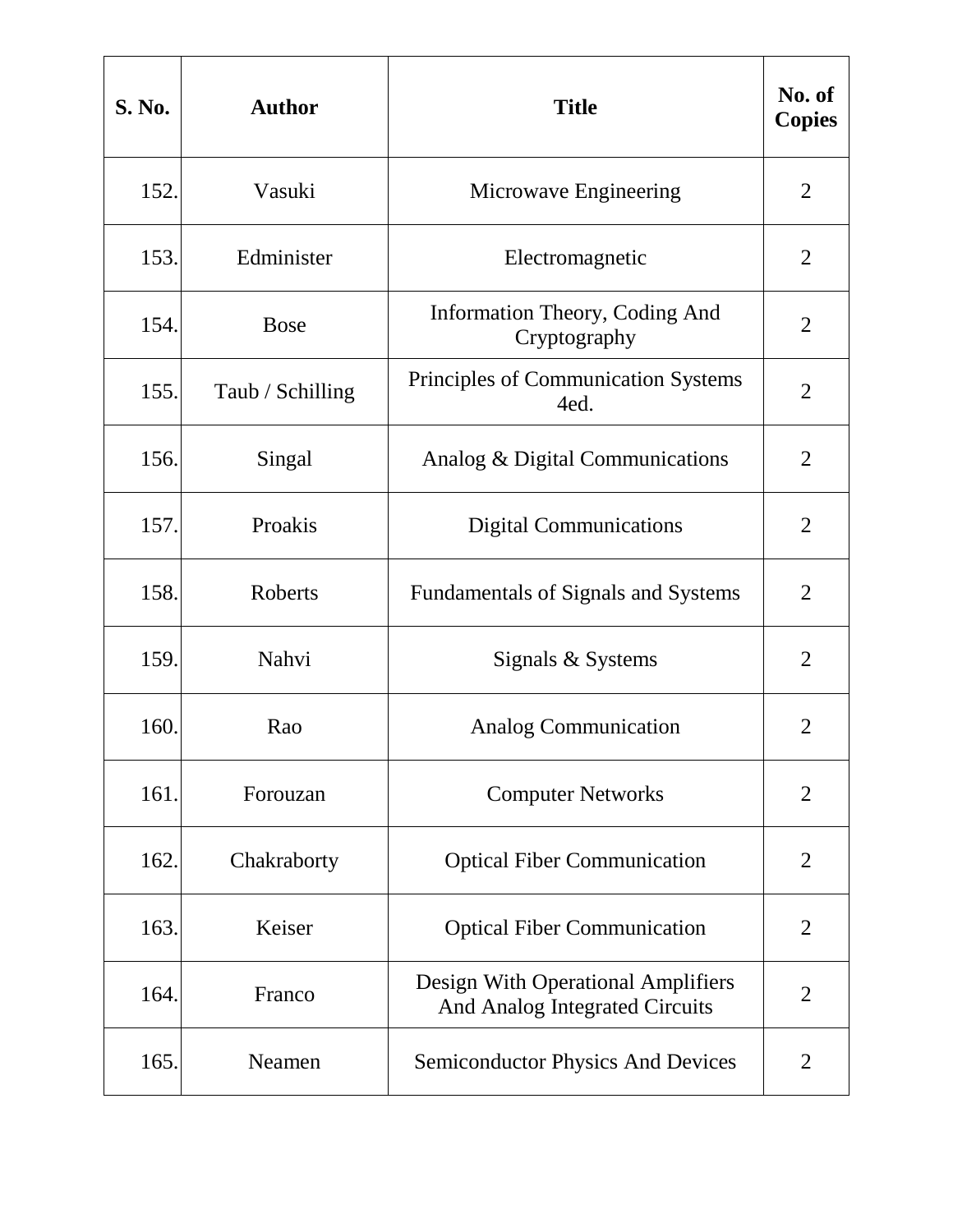| S. No. | Author | Title | No. of Copies |
|---|---|---|---|
| 152. | Vasuki | Microwave Engineering | 2 |
| 153. | Edminister | Electromagnetic | 2 |
| 154. | Bose | Information Theory, Coding And Cryptography | 2 |
| 155. | Taub / Schilling | Principles of Communication Systems 4ed. | 2 |
| 156. | Singal | Analog & Digital Communications | 2 |
| 157. | Proakis | Digital Communications | 2 |
| 158. | Roberts | Fundamentals of Signals and Systems | 2 |
| 159. | Nahvi | Signals & Systems | 2 |
| 160. | Rao | Analog Communication | 2 |
| 161. | Forouzan | Computer Networks | 2 |
| 162. | Chakraborty | Optical Fiber Communication | 2 |
| 163. | Keiser | Optical Fiber Communication | 2 |
| 164. | Franco | Design With Operational Amplifiers And Analog Integrated Circuits | 2 |
| 165. | Neamen | Semiconductor Physics And Devices | 2 |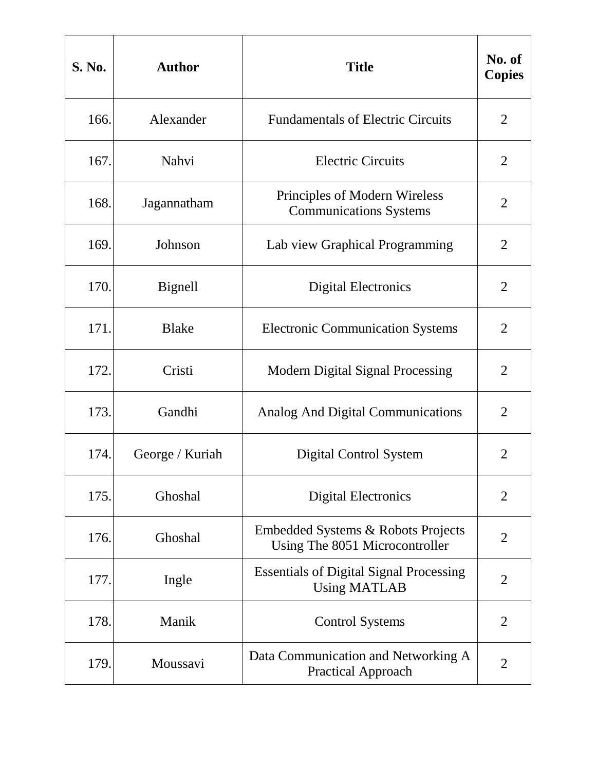| S. No. | Author | Title | No. of Copies |
|---|---|---|---|
| 166. | Alexander | Fundamentals of Electric Circuits | 2 |
| 167. | Nahvi | Electric Circuits | 2 |
| 168. | Jagannatham | Principles of Modern Wireless Communications Systems | 2 |
| 169. | Johnson | Lab view Graphical Programming | 2 |
| 170. | Bignell | Digital Electronics | 2 |
| 171. | Blake | Electronic Communication Systems | 2 |
| 172. | Cristi | Modern Digital Signal Processing | 2 |
| 173. | Gandhi | Analog And Digital Communications | 2 |
| 174. | George / Kuriah | Digital Control System | 2 |
| 175. | Ghoshal | Digital Electronics | 2 |
| 176. | Ghoshal | Embedded Systems & Robots Projects Using The 8051 Microcontroller | 2 |
| 177. | Ingle | Essentials of Digital Signal Processing Using MATLAB | 2 |
| 178. | Manik | Control Systems | 2 |
| 179. | Moussavi | Data Communication and Networking A Practical Approach | 2 |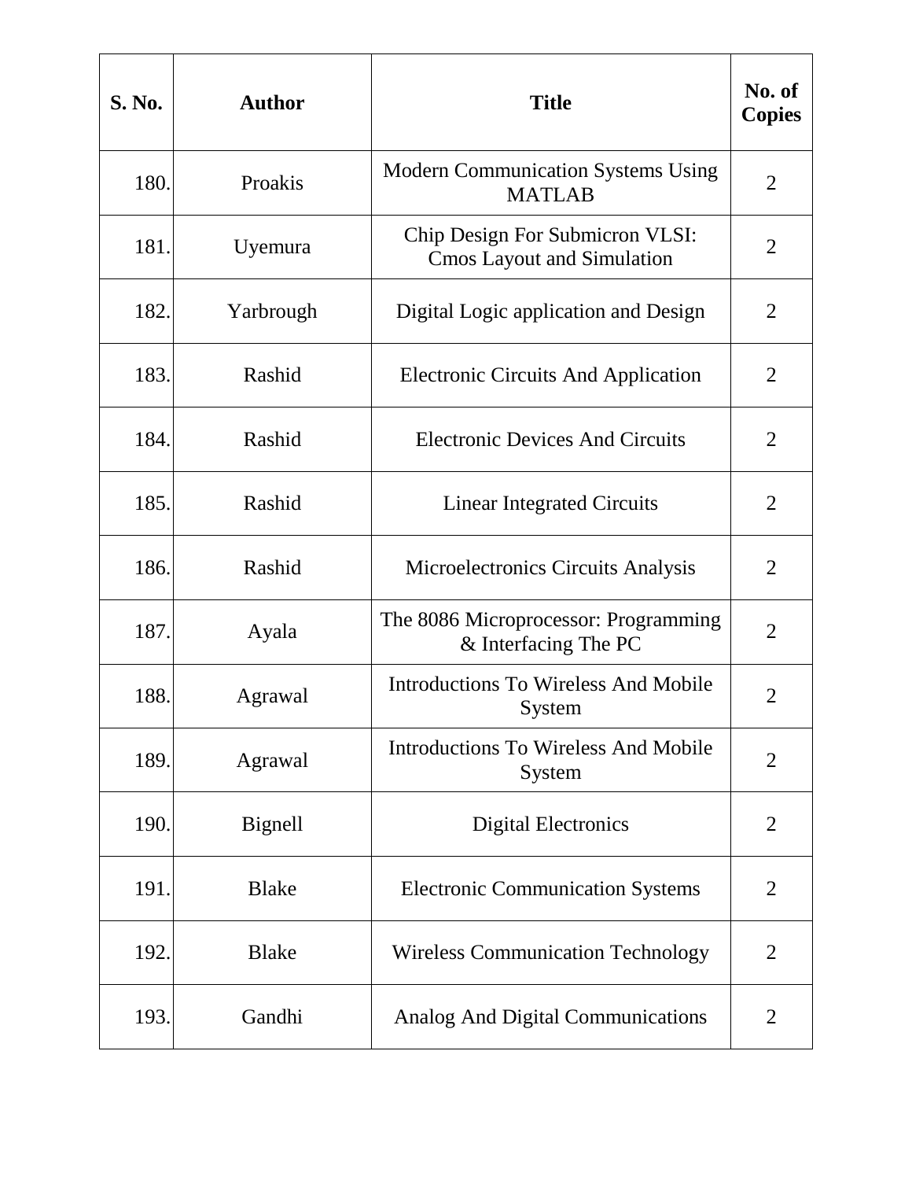| S. No. | Author | Title | No. of Copies |
|---|---|---|---|
| 180. | Proakis | Modern Communication Systems Using MATLAB | 2 |
| 181. | Uyemura | Chip Design For Submicron VLSI: Cmos Layout and Simulation | 2 |
| 182. | Yarbrough | Digital Logic application and Design | 2 |
| 183. | Rashid | Electronic Circuits And Application | 2 |
| 184. | Rashid | Electronic Devices And Circuits | 2 |
| 185. | Rashid | Linear Integrated Circuits | 2 |
| 186. | Rashid | Microelectronics Circuits Analysis | 2 |
| 187. | Ayala | The 8086 Microprocessor: Programming & Interfacing The PC | 2 |
| 188. | Agrawal | Introductions To Wireless And Mobile System | 2 |
| 189. | Agrawal | Introductions To Wireless And Mobile System | 2 |
| 190. | Bignell | Digital Electronics | 2 |
| 191. | Blake | Electronic Communication Systems | 2 |
| 192. | Blake | Wireless Communication Technology | 2 |
| 193. | Gandhi | Analog And Digital Communications | 2 |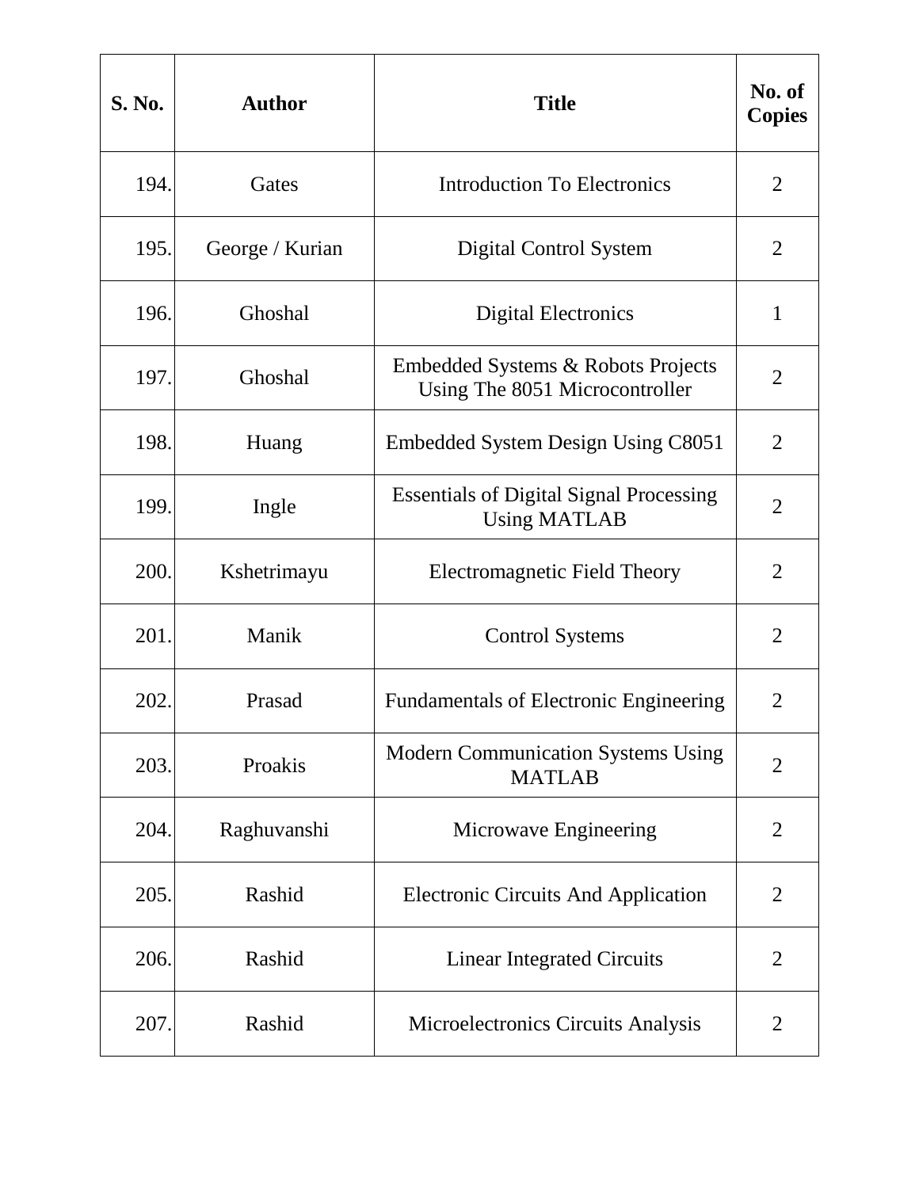| S. No. | Author | Title | No. of Copies |
|---|---|---|---|
| 194. | Gates | Introduction To Electronics | 2 |
| 195. | George / Kurian | Digital Control System | 2 |
| 196. | Ghoshal | Digital Electronics | 1 |
| 197. | Ghoshal | Embedded Systems & Robots Projects Using The 8051 Microcontroller | 2 |
| 198. | Huang | Embedded System Design Using C8051 | 2 |
| 199. | Ingle | Essentials of Digital Signal Processing Using MATLAB | 2 |
| 200. | Kshetrimayu | Electromagnetic Field Theory | 2 |
| 201. | Manik | Control Systems | 2 |
| 202. | Prasad | Fundamentals of Electronic Engineering | 2 |
| 203. | Proakis | Modern Communication Systems Using MATLAB | 2 |
| 204. | Raghuvanshi | Microwave Engineering | 2 |
| 205. | Rashid | Electronic Circuits And Application | 2 |
| 206. | Rashid | Linear Integrated Circuits | 2 |
| 207. | Rashid | Microelectronics Circuits Analysis | 2 |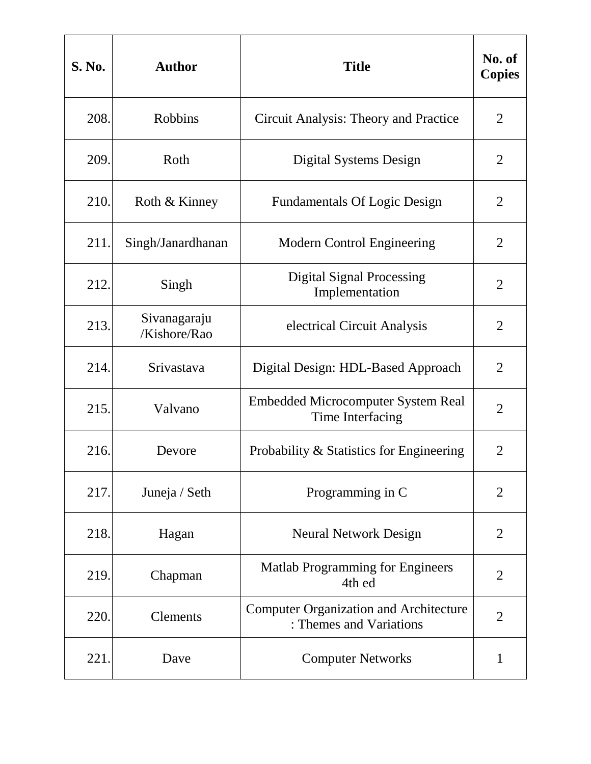| S. No. | Author | Title | No. of Copies |
|---|---|---|---|
| 208. | Robbins | Circuit Analysis: Theory and Practice | 2 |
| 209. | Roth | Digital Systems Design | 2 |
| 210. | Roth & Kinney | Fundamentals Of Logic Design | 2 |
| 211. | Singh/Janardhanan | Modern Control Engineering | 2 |
| 212. | Singh | Digital Signal Processing Implementation | 2 |
| 213. | Sivanagaraju /Kishore/Rao | electrical Circuit Analysis | 2 |
| 214. | Srivastava | Digital Design: HDL-Based Approach | 2 |
| 215. | Valvano | Embedded Microcomputer System Real Time Interfacing | 2 |
| 216. | Devore | Probability & Statistics for Engineering | 2 |
| 217. | Juneja / Seth | Programming in C | 2 |
| 218. | Hagan | Neural Network Design | 2 |
| 219. | Chapman | Matlab Programming for Engineers 4th ed | 2 |
| 220. | Clements | Computer Organization and Architecture : Themes and Variations | 2 |
| 221. | Dave | Computer Networks | 1 |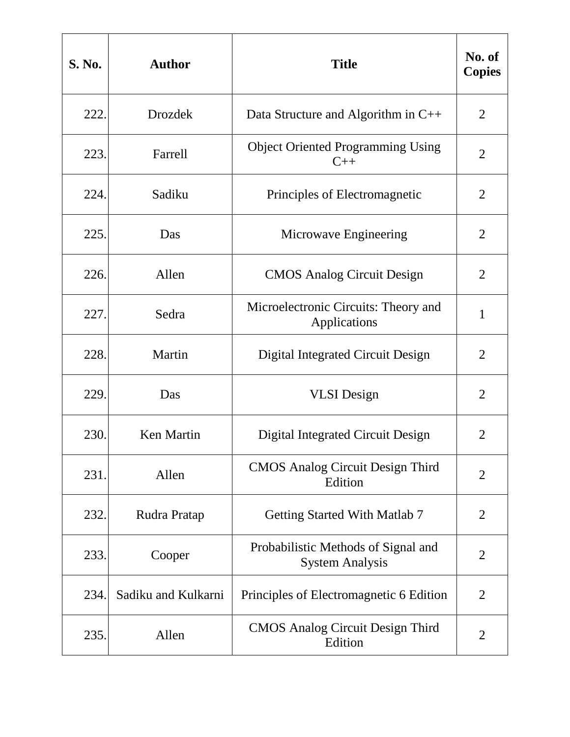| S. No. | Author | Title | No. of Copies |
|---|---|---|---|
| 222. | Drozdek | Data Structure and Algorithm in C++ | 2 |
| 223. | Farrell | Object Oriented Programming Using C++ | 2 |
| 224. | Sadiku | Principles of Electromagnetic | 2 |
| 225. | Das | Microwave Engineering | 2 |
| 226. | Allen | CMOS Analog Circuit Design | 2 |
| 227. | Sedra | Microelectronic Circuits: Theory and Applications | 1 |
| 228. | Martin | Digital Integrated Circuit Design | 2 |
| 229. | Das | VLSI Design | 2 |
| 230. | Ken Martin | Digital Integrated Circuit Design | 2 |
| 231. | Allen | CMOS Analog Circuit Design Third Edition | 2 |
| 232. | Rudra Pratap | Getting Started With Matlab 7 | 2 |
| 233. | Cooper | Probabilistic Methods of Signal and System Analysis | 2 |
| 234. | Sadiku and Kulkarni | Principles of Electromagnetic 6 Edition | 2 |
| 235. | Allen | CMOS Analog Circuit Design Third Edition | 2 |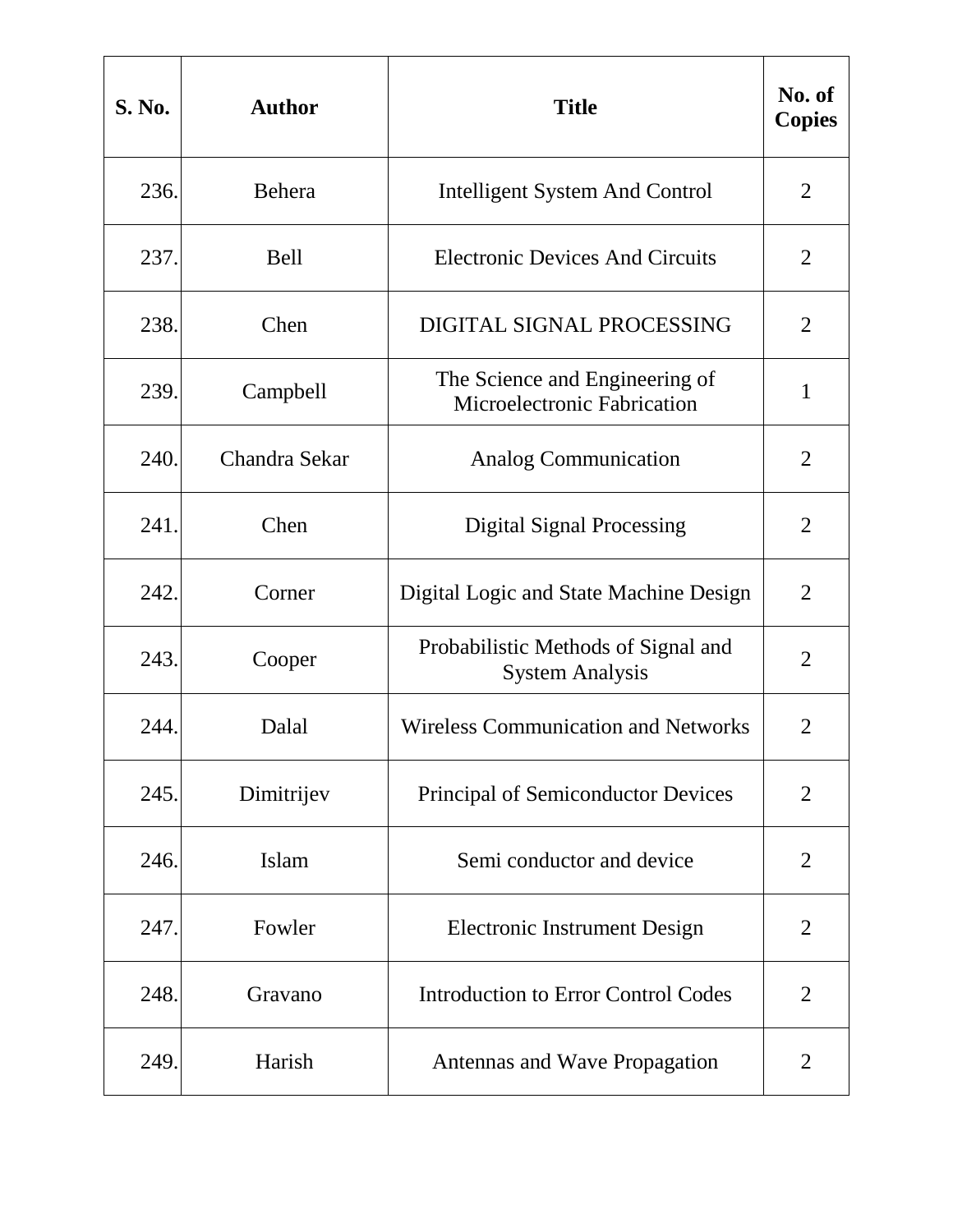| S. No. | Author | Title | No. of Copies |
|---|---|---|---|
| 236. | Behera | Intelligent System And Control | 2 |
| 237. | Bell | Electronic Devices And Circuits | 2 |
| 238. | Chen | DIGITAL SIGNAL PROCESSING | 2 |
| 239. | Campbell | The Science and Engineering of Microelectronic Fabrication | 1 |
| 240. | Chandra Sekar | Analog Communication | 2 |
| 241. | Chen | Digital Signal Processing | 2 |
| 242. | Corner | Digital Logic and State Machine Design | 2 |
| 243. | Cooper | Probabilistic Methods of Signal and System Analysis | 2 |
| 244. | Dalal | Wireless Communication and Networks | 2 |
| 245. | Dimitrijev | Principal of Semiconductor Devices | 2 |
| 246. | Islam | Semi conductor and device | 2 |
| 247. | Fowler | Electronic Instrument Design | 2 |
| 248. | Gravano | Introduction to Error Control Codes | 2 |
| 249. | Harish | Antennas and Wave Propagation | 2 |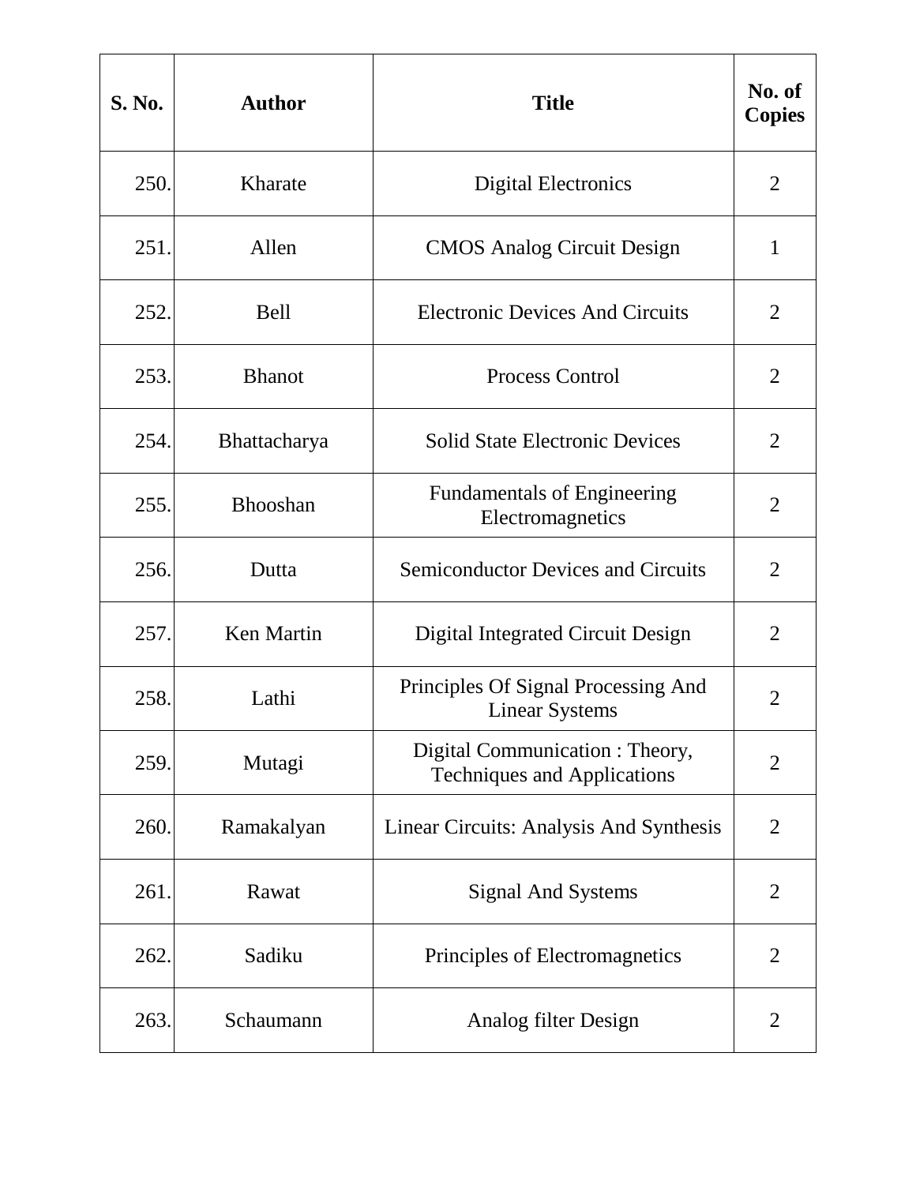| S. No. | Author | Title | No. of Copies |
|---|---|---|---|
| 250. | Kharate | Digital Electronics | 2 |
| 251. | Allen | CMOS Analog Circuit Design | 1 |
| 252. | Bell | Electronic Devices And Circuits | 2 |
| 253. | Bhanot | Process Control | 2 |
| 254. | Bhattacharya | Solid State Electronic Devices | 2 |
| 255. | Bhooshan | Fundamentals of Engineering Electromagnetics | 2 |
| 256. | Dutta | Semiconductor Devices and Circuits | 2 |
| 257. | Ken Martin | Digital Integrated Circuit Design | 2 |
| 258. | Lathi | Principles Of Signal Processing And Linear Systems | 2 |
| 259. | Mutagi | Digital Communication : Theory, Techniques and Applications | 2 |
| 260. | Ramakalyan | Linear Circuits: Analysis And Synthesis | 2 |
| 261. | Rawat | Signal And Systems | 2 |
| 262. | Sadiku | Principles of Electromagnetics | 2 |
| 263. | Schaumann | Analog filter Design | 2 |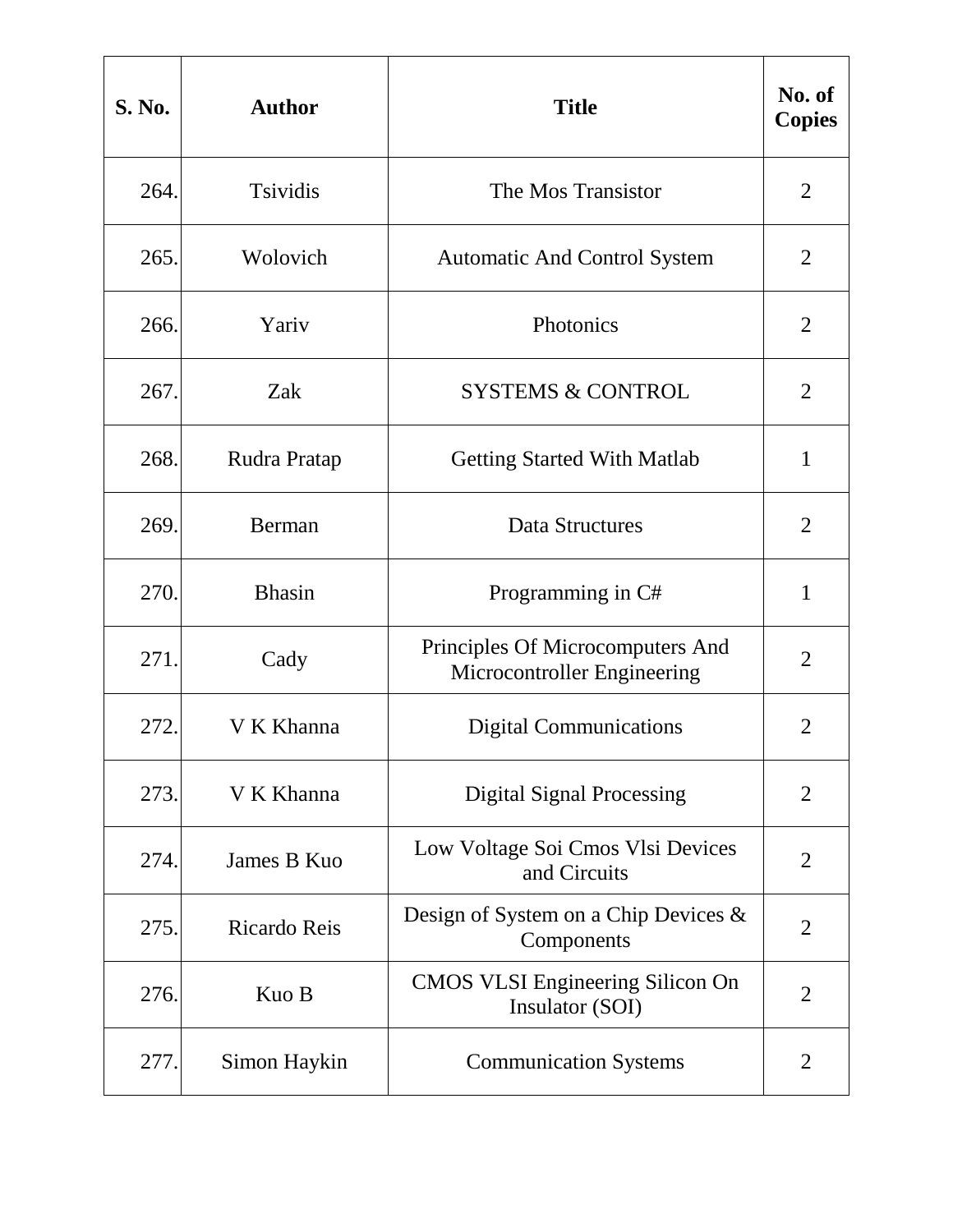| S. No. | Author | Title | No. of Copies |
|---|---|---|---|
| 264. | Tsividis | The Mos Transistor | 2 |
| 265. | Wolovich | Automatic And Control System | 2 |
| 266. | Yariv | Photonics | 2 |
| 267. | Zak | SYSTEMS & CONTROL | 2 |
| 268. | Rudra Pratap | Getting Started With Matlab | 1 |
| 269. | Berman | Data Structures | 2 |
| 270. | Bhasin | Programming in C# | 1 |
| 271. | Cady | Principles Of Microcomputers And Microcontroller Engineering | 2 |
| 272. | V K Khanna | Digital Communications | 2 |
| 273. | V K Khanna | Digital Signal Processing | 2 |
| 274. | James B Kuo | Low Voltage Soi Cmos Vlsi Devices and Circuits | 2 |
| 275. | Ricardo Reis | Design of System on a Chip Devices & Components | 2 |
| 276. | Kuo B | CMOS VLSI Engineering Silicon On Insulator (SOI) | 2 |
| 277. | Simon Haykin | Communication Systems | 2 |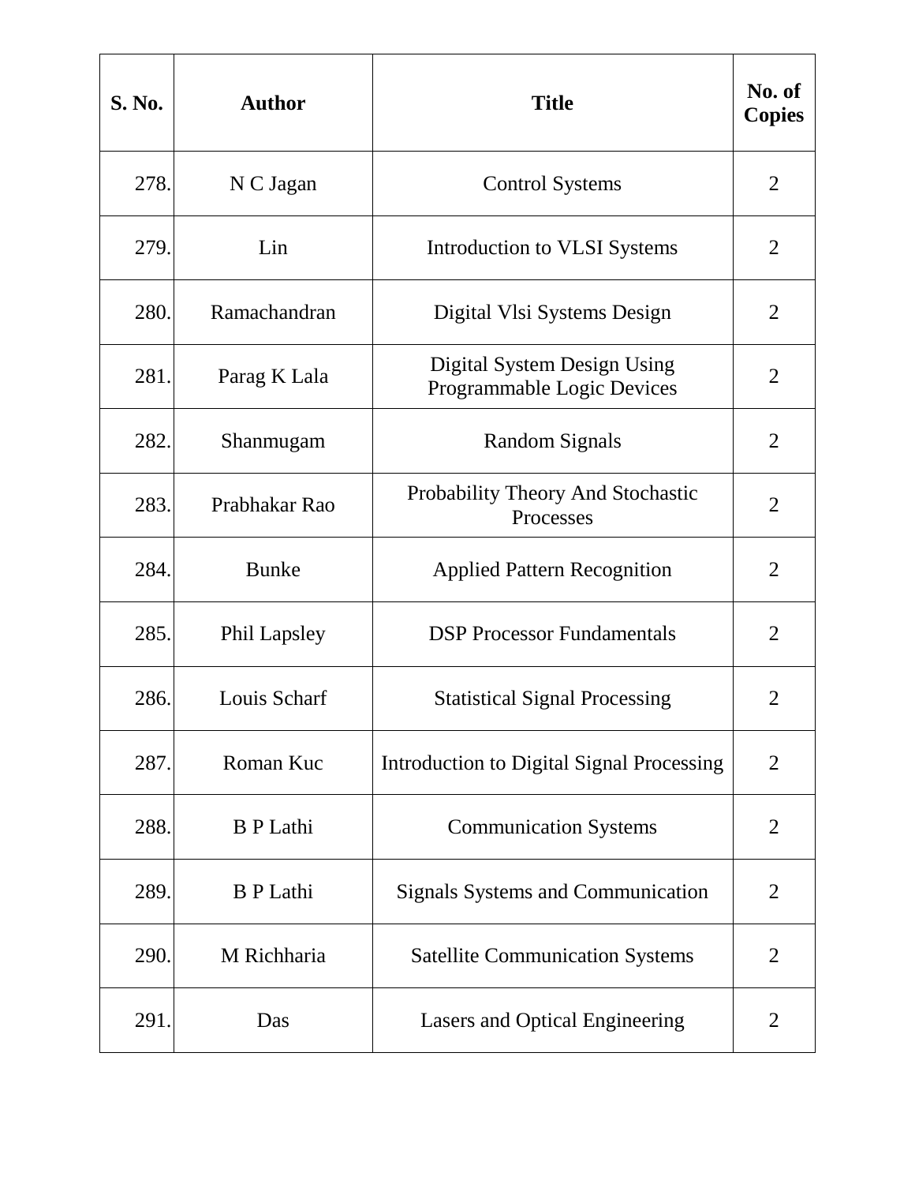| S. No. | Author | Title | No. of Copies |
|---|---|---|---|
| 278. | N C Jagan | Control Systems | 2 |
| 279. | Lin | Introduction to VLSI Systems | 2 |
| 280. | Ramachandran | Digital Vlsi Systems Design | 2 |
| 281. | Parag K Lala | Digital System Design Using Programmable Logic Devices | 2 |
| 282. | Shanmugam | Random Signals | 2 |
| 283. | Prabhakar Rao | Probability Theory And Stochastic Processes | 2 |
| 284. | Bunke | Applied Pattern Recognition | 2 |
| 285. | Phil Lapsley | DSP Processor Fundamentals | 2 |
| 286. | Louis Scharf | Statistical Signal Processing | 2 |
| 287. | Roman Kuc | Introduction to Digital Signal Processing | 2 |
| 288. | B P Lathi | Communication Systems | 2 |
| 289. | B P Lathi | Signals Systems and Communication | 2 |
| 290. | M Richharia | Satellite Communication Systems | 2 |
| 291. | Das | Lasers and Optical Engineering | 2 |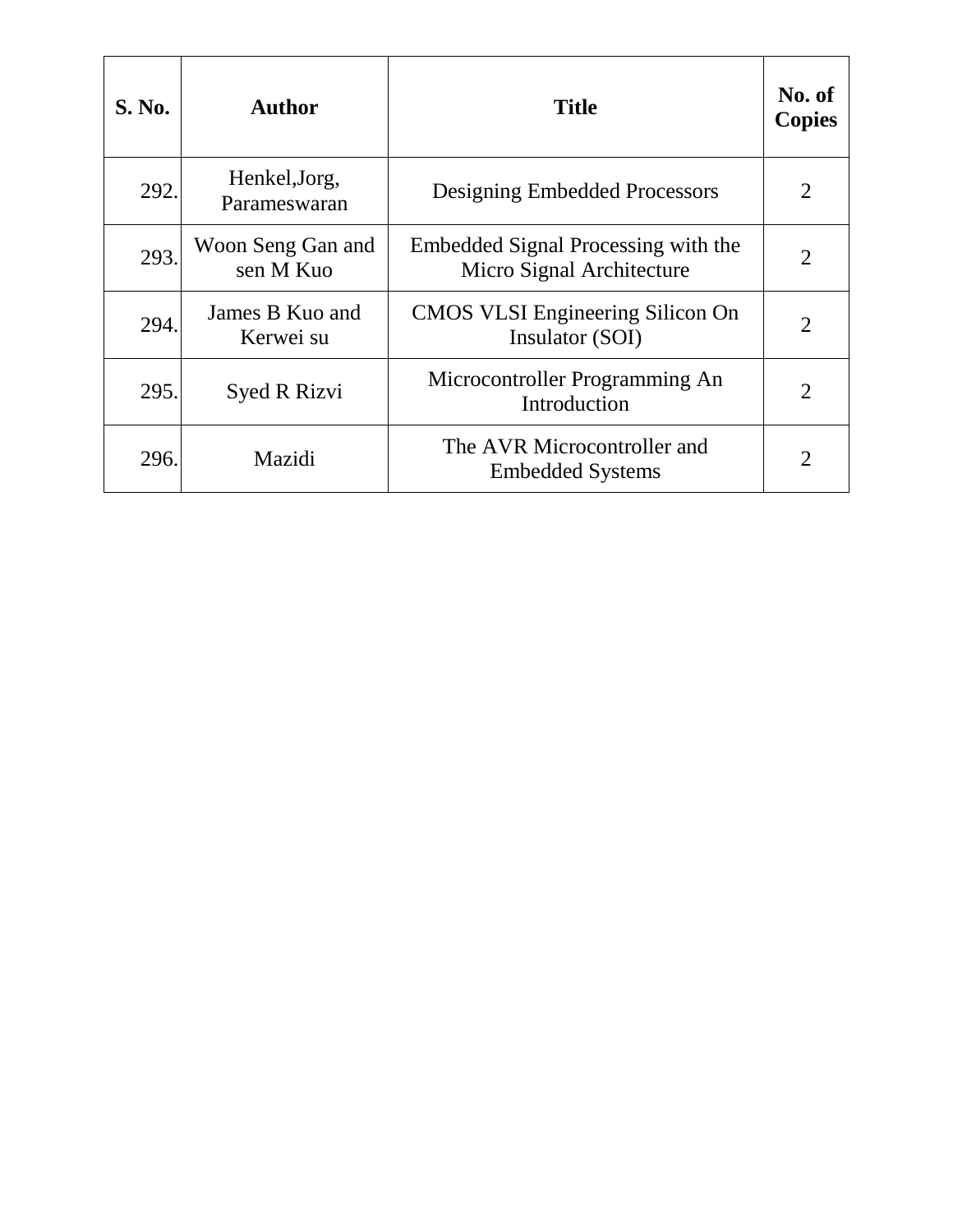| S. No. | Author | Title | No. of Copies |
|---|---|---|---|
| 292. | Henkel,Jorg, Parameswaran | Designing Embedded Processors | 2 |
| 293. | Woon Seng Gan and sen M Kuo | Embedded Signal Processing with the Micro Signal Architecture | 2 |
| 294. | James B Kuo and Kerwei su | CMOS VLSI Engineering Silicon On Insulator (SOI) | 2 |
| 295. | Syed R Rizvi | Microcontroller Programming An Introduction | 2 |
| 296. | Mazidi | The AVR Microcontroller and Embedded Systems | 2 |